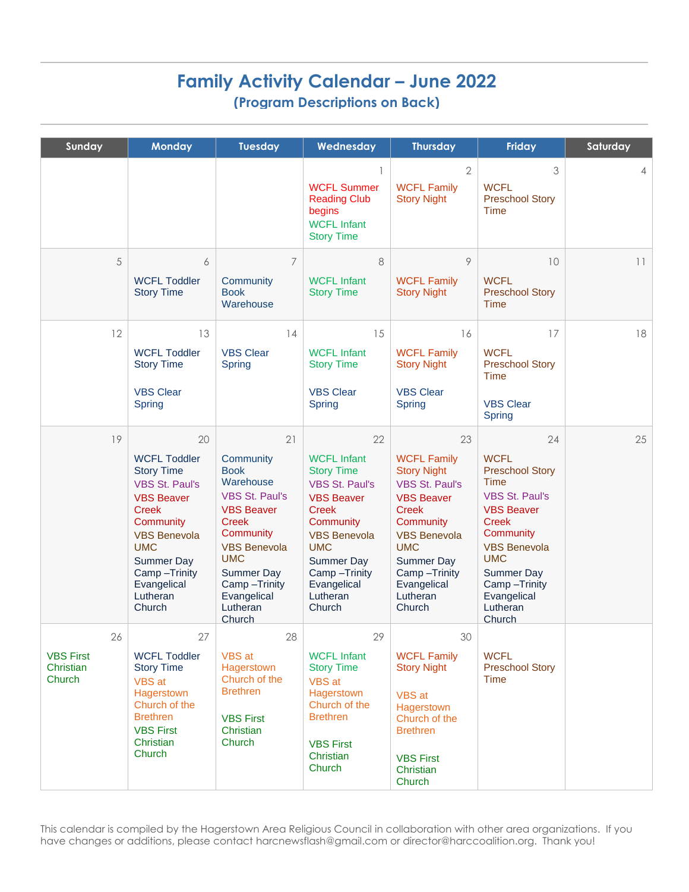# Family Activity Calendar – June 2022

## (Program Descriptions on Back)

| Sunday | Monday | Tuesday | Wednesday | Thursday | Friday | Saturday |
|---|---|---|---|---|---|---|
| | | | 1<br>WCFL Summer Reading Club begins<br>WCFL Infant Story Time | 2<br>WCFL Family Story Night | 3<br>WCFL Preschool Story Time | 4 |
| 5 | 6<br>WCFL Toddler Story Time | 7<br>Community Book Warehouse | 8<br>WCFL Infant Story Time | 9<br>WCFL Family Story Night | 10<br>WCFL Preschool Story Time | 11 |
| 12 | 13<br>WCFL Toddler Story Time<br>VBS Clear Spring | 14<br>VBS Clear Spring | 15<br>WCFL Infant Story Time<br>VBS Clear Spring | 16<br>WCFL Family Story Night<br>VBS Clear Spring | 17<br>WCFL Preschool Story Time<br>VBS Clear Spring | 18 |
| 19 | 20<br>WCFL Toddler Story Time<br>VBS St. Paul's<br>VBS Beaver Creek Community<br>VBS Benevola UMC<br>Summer Day Camp –Trinity Evangelical Lutheran Church | 21<br>Community Book Warehouse<br>VBS St. Paul's<br>VBS Beaver Creek Community<br>VBS Benevola UMC<br>Summer Day Camp –Trinity Evangelical Lutheran Church | 22<br>WCFL Infant Story Time<br>VBS St. Paul's<br>VBS Beaver Creek Community<br>VBS Benevola UMC<br>Summer Day Camp –Trinity Evangelical Lutheran Church | 23<br>WCFL Family Story Night<br>VBS St. Paul's<br>VBS Beaver Creek Community<br>VBS Benevola UMC<br>Summer Day Camp –Trinity Evangelical Lutheran Church | 24<br>WCFL Preschool Story Time<br>VBS St. Paul's<br>VBS Beaver Creek Community<br>VBS Benevola UMC<br>Summer Day Camp –Trinity Evangelical Lutheran Church | 25 |
| 26<br>VBS First Christian Church | 27<br>WCFL Toddler Story Time<br>VBS at Hagerstown Church of the Brethren<br>VBS First Christian Church | 28<br>VBS at Hagerstown Church of the Brethren<br>VBS First Christian Church | 29<br>WCFL Infant Story Time<br>VBS at Hagerstown Church of the Brethren<br>VBS First Christian Church | 30<br>WCFL Family Story Night<br>VBS at Hagerstown Church of the Brethren<br>VBS First Christian Church | WCFL Preschool Story Time | |

This calendar is compiled by the Hagerstown Area Religious Council in collaboration with other area organizations. If you have changes or additions, please contact harcnewsflash@gmail.com or director@harccoalition.org. Thank you!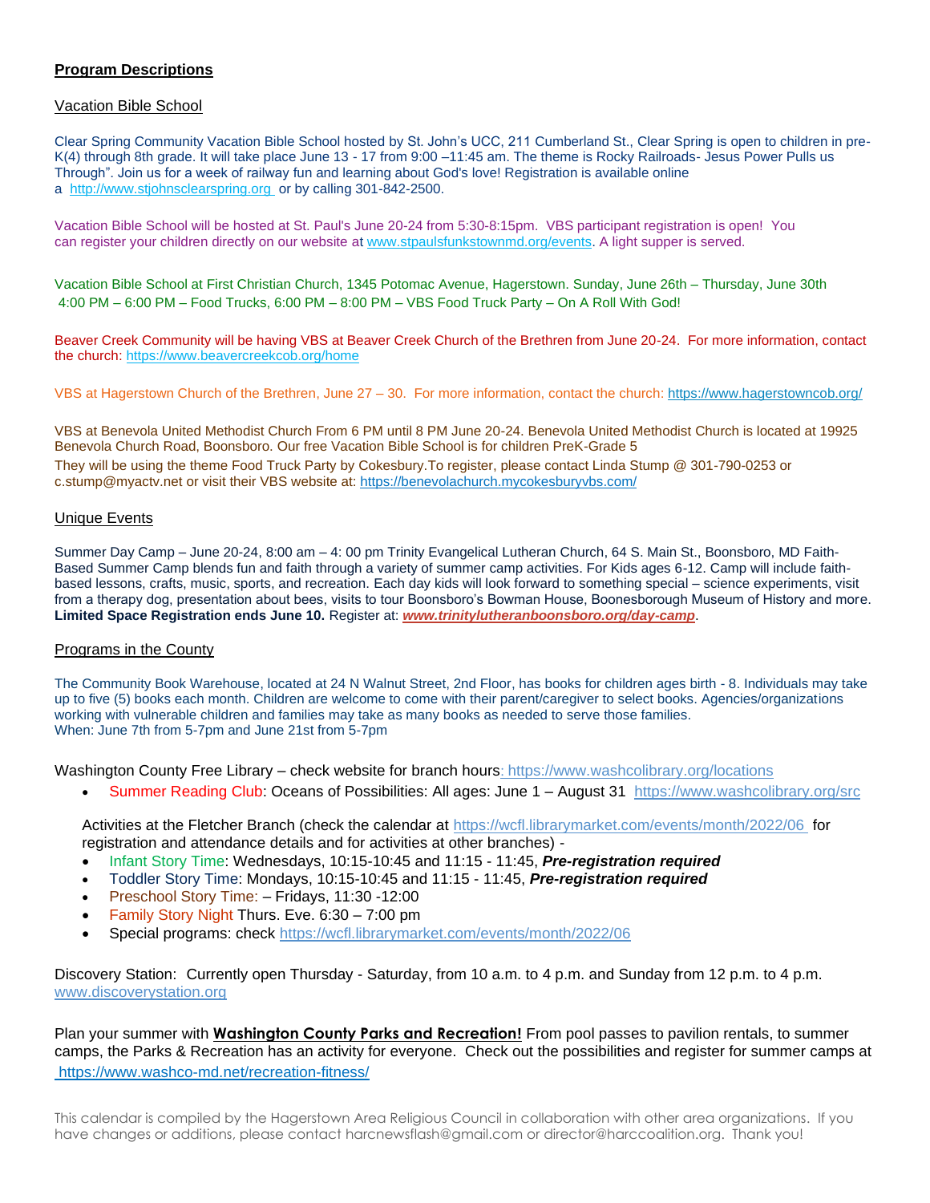**Program Descriptions**

Vacation Bible School

Clear Spring Community Vacation Bible School hosted by St. John's UCC, 211 Cumberland St., Clear Spring is open to children in pre-K(4) through 8th grade. It will take place June 13 - 17 from 9:00 –11:45 am. The theme is Rocky Railroads- Jesus Power Pulls us Through". Join us for a week of railway fun and learning about God's love! Registration is available online a http://www.stjohnsclearspring.org or by calling 301-842-2500.

Vacation Bible School will be hosted at St. Paul's June 20-24 from 5:30-8:15pm. VBS participant registration is open! You can register your children directly on our website at www.stpaulsfunkstownmd.org/events. A light supper is served.

Vacation Bible School at First Christian Church, 1345 Potomac Avenue, Hagerstown. Sunday, June 26th – Thursday, June 30th 4:00 PM – 6:00 PM – Food Trucks, 6:00 PM – 8:00 PM – VBS Food Truck Party – On A Roll With God!

Beaver Creek Community will be having VBS at Beaver Creek Church of the Brethren from June 20-24. For more information, contact the church: https://www.beavercreekcob.org/home

VBS at Hagerstown Church of the Brethren, June 27 – 30. For more information, contact the church: https://www.hagerstowncob.org/

VBS at Benevola United Methodist Church From 6 PM until 8 PM June 20-24. Benevola United Methodist Church is located at 19925 Benevola Church Road, Boonsboro. Our free Vacation Bible School is for children PreK-Grade 5
They will be using the theme Food Truck Party by Cokesbury.To register, please contact Linda Stump @ 301-790-0253 or c.stump@myactv.net or visit their VBS website at: https://benevolachurch.mycokesburyvbs.com/

Unique Events

Summer Day Camp – June 20-24, 8:00 am – 4: 00 pm Trinity Evangelical Lutheran Church, 64 S. Main St., Boonsboro, MD Faith-Based Summer Camp blends fun and faith through a variety of summer camp activities. For Kids ages 6-12. Camp will include faith-based lessons, crafts, music, sports, and recreation. Each day kids will look forward to something special – science experiments, visit from a therapy dog, presentation about bees, visits to tour Boonsboro's Bowman House, Boonesborough Museum of History and more. **Limited Space Registration ends June 10.** Register at: ***www.trinitylutheranboonsboro.org/day-camp***.

Programs in the County

The Community Book Warehouse, located at 24 N Walnut Street, 2nd Floor, has books for children ages birth - 8. Individuals may take up to five (5) books each month. Children are welcome to come with their parent/caregiver to select books. Agencies/organizations working with vulnerable children and families may take as many books as needed to serve those families.
When: June 7th from 5-7pm and June 21st from 5-7pm

Washington County Free Library – check website for branch hours: https://www.washcolibrary.org/locations

- Summer Reading Club: Oceans of Possibilities: All ages: June 1 – August 31 https://www.washcolibrary.org/src

Activities at the Fletcher Branch (check the calendar at https://wcfl.librarymarket.com/events/month/2022/06 for registration and attendance details and for activities at other branches) -

- Infant Story Time: Wednesdays, 10:15-10:45 and 11:15 - 11:45, ***Pre-registration required***
- Toddler Story Time: Mondays, 10:15-10:45 and 11:15 - 11:45, ***Pre-registration required***
- Preschool Story Time: – Fridays, 11:30 -12:00
- Family Story Night Thurs. Eve. 6:30 – 7:00 pm
- Special programs: check https://wcfl.librarymarket.com/events/month/2022/06

Discovery Station: Currently open Thursday - Saturday, from 10 a.m. to 4 p.m. and Sunday from 12 p.m. to 4 p.m. www.discoverystation.org

Plan your summer with **Washington County Parks and Recreation!** From pool passes to pavilion rentals, to summer camps, the Parks & Recreation has an activity for everyone. Check out the possibilities and register for summer camps at https://www.washco-md.net/recreation-fitness/

This calendar is compiled by the Hagerstown Area Religious Council in collaboration with other area organizations. If you have changes or additions, please contact harcnewsflash@gmail.com or director@harccoalition.org. Thank you!